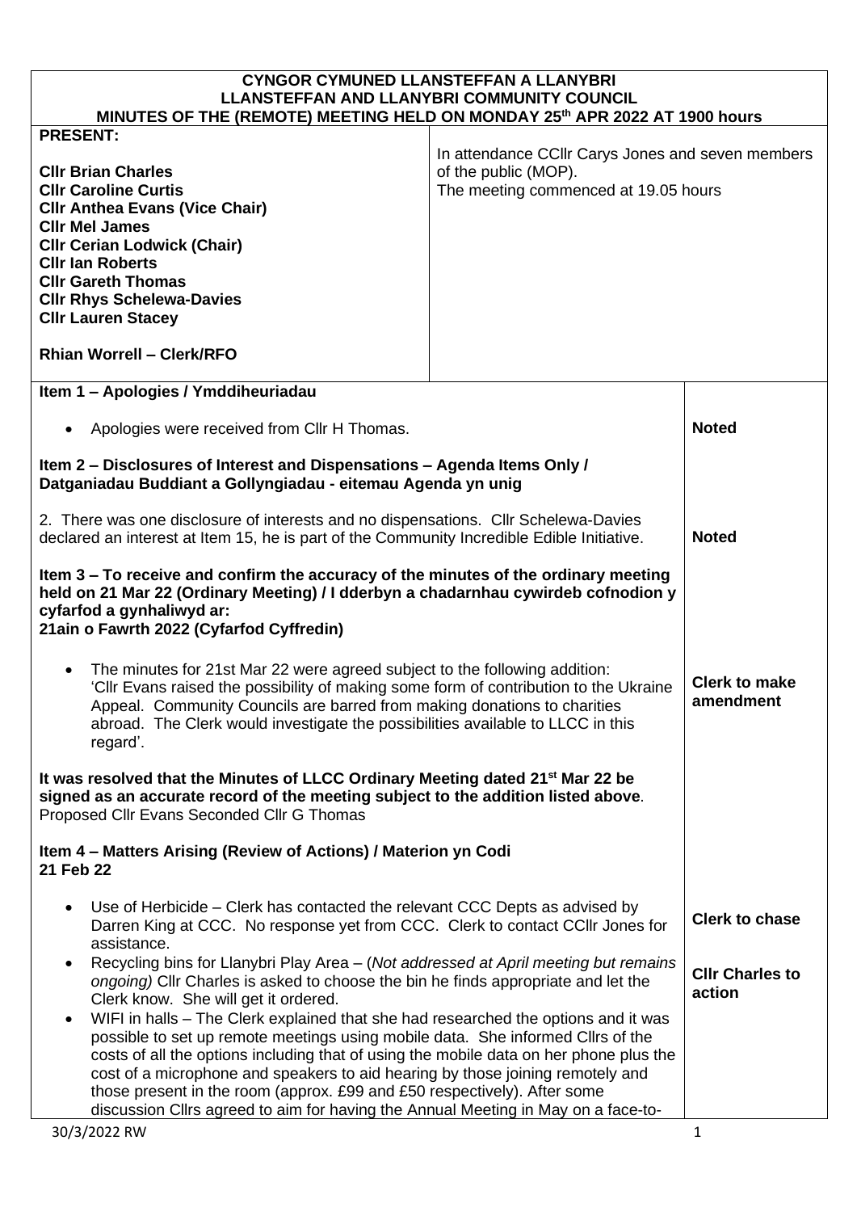# CYNGOR CYMUNED LLANSTEFFAN A LLANYBRI
# LLANSTEFFAN AND LLANYBRI COMMUNITY COUNCIL
## MINUTES OF THE (REMOTE) MEETING HELD ON MONDAY 25th APR 2022 AT 1900 hours

| PRESENT: | |
|---|---|
| **Cllr Brian Charles**<br>**Cllr Caroline Curtis**<br>**Cllr Anthea Evans (Vice Chair)**<br>**Cllr Mel James**<br>**Cllr Cerian Lodwick (Chair)**<br>**Cllr Ian Roberts**<br>**Cllr Gareth Thomas**<br>**Cllr Rhys Schelewa-Davies**<br>**Cllr Lauren Stacey**<br><br>**Rhian Worrell – Clerk/RFO** | In attendance CCllr Carys Jones and seven members of the public (MOP).<br>The meeting commenced at 19.05 hours |

| | |
|---|---|
| **Item 1 – Apologies / Ymddiheuriadau** | |
| • Apologies were received from Cllr H Thomas. | **Noted** |
| **Item 2 – Disclosures of Interest and Dispensations – Agenda Items Only / Datganiadau Buddiant a Gollyngiadau - eitemau Agenda yn unig** | |
| 2. There was one disclosure of interests and no dispensations. Cllr Schelewa-Davies declared an interest at Item 15, he is part of the Community Incredible Edible Initiative. | **Noted** |
| **Item 3 – To receive and confirm the accuracy of the minutes of the ordinary meeting held on 21 Mar 22 (Ordinary Meeting) / I dderbyn a chadarnhau cywirdeb cofnodion y cyfarfod a gynhaliwyd ar: 21ain o Fawrth 2022 (Cyfarfod Cyffredin)** | |
| • The minutes for 21st Mar 22 were agreed subject to the following addition: 'Cllr Evans raised the possibility of making some form of contribution to the Ukraine Appeal. Community Councils are barred from making donations to charities abroad. The Clerk would investigate the possibilities available to LLCC in this regard'. | **Clerk to make amendment** |
| **It was resolved that the Minutes of LLCC Ordinary Meeting dated 21st Mar 22 be signed as an accurate record of the meeting subject to the addition listed above**. Proposed Cllr Evans Seconded Cllr G Thomas | |
| **Item 4 – Matters Arising (Review of Actions) / Materion yn Codi**<br>**21 Feb 22** | |
| • Use of Herbicide – Clerk has contacted the relevant CCC Depts as advised by Darren King at CCC. No response yet from CCC. Clerk to contact CCllr Jones for assistance. | **Clerk to chase** |
| • Recycling bins for Llanybri Play Area – (*Not addressed at April meeting but remains ongoing)* Cllr Charles is asked to choose the bin he finds appropriate and let the Clerk know. She will get it ordered. | **Cllr Charles to action** |
| • WIFI in halls – The Clerk explained that she had researched the options and it was possible to set up remote meetings using mobile data. She informed Cllrs of the costs of all the options including that of using the mobile data on her phone plus the cost of a microphone and speakers to aid hearing by those joining remotely and those present in the room (approx. £99 and £50 respectively). After some discussion Cllrs agreed to aim for having the Annual Meeting in May on a face-to- | |

30/3/2022 RW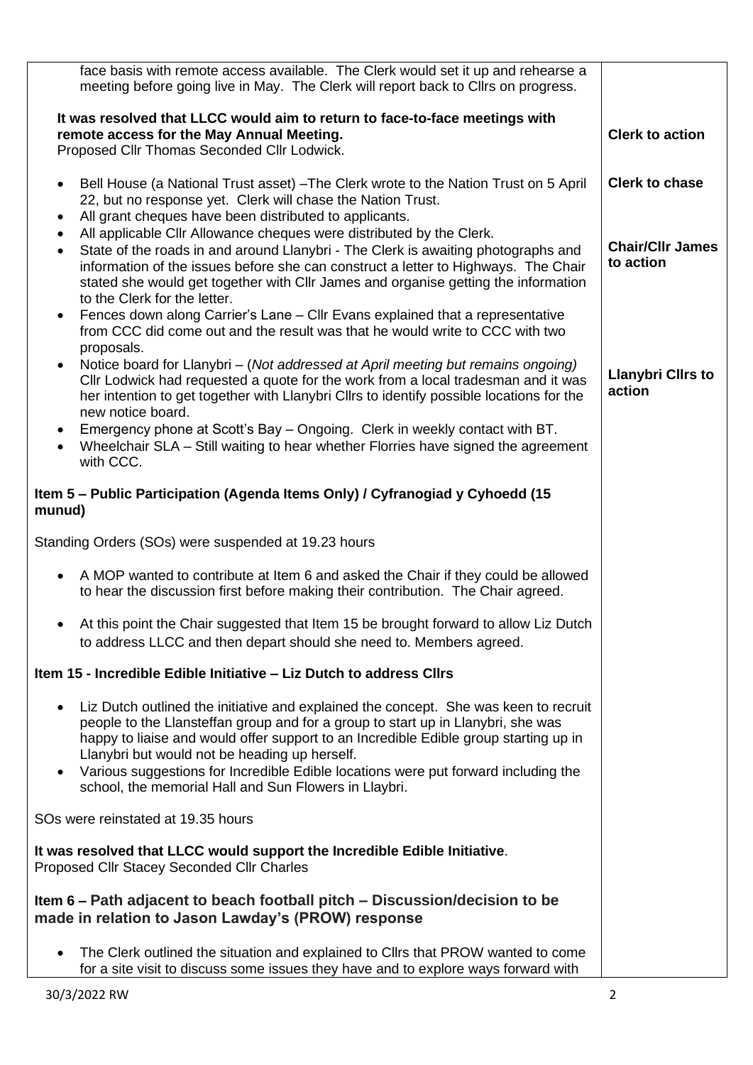| | |
|---|---|
| face basis with remote access available. The Clerk would set it up and rehearse a meeting before going live in May. The Clerk will report back to Cllrs on progress.<br><br>**It was resolved that LLCC would aim to return to face-to-face meetings with remote access for the May Annual Meeting.**<br>Proposed Cllr Thomas Seconded Cllr Lodwick. | **Clerk to action** |
| • Bell House (a National Trust asset) –The Clerk wrote to the Nation Trust on 5 April 22, but no response yet. Clerk will chase the Nation Trust.<br>• All grant cheques have been distributed to applicants.<br>• All applicable Cllr Allowance cheques were distributed by the Clerk.<br>• State of the roads in and around Llanybri - The Clerk is awaiting photographs and information of the issues before she can construct a letter to Highways. The Chair stated she would get together with Cllr James and organise getting the information to the Clerk for the letter.<br>• Fences down along Carrier's Lane – Cllr Evans explained that a representative from CCC did come out and the result was that he would write to CCC with two proposals.<br>• Notice board for Llanybri – (*Not addressed at April meeting but remains ongoing)* Cllr Lodwick had requested a quote for the work from a local tradesman and it was her intention to get together with Llanybri Cllrs to identify possible locations for the new notice board.<br>• Emergency phone at Scott's Bay – Ongoing. Clerk in weekly contact with BT.<br>• Wheelchair SLA – Still waiting to hear whether Florries have signed the agreement with CCC. | **Clerk to chase**<br><br>**Chair/Cllr James to action**<br><br>**Llanybri Cllrs to action** |
| **Item 5 – Public Participation (Agenda Items Only) / Cyfranogiad y Cyhoedd (15 munud)**<br><br>Standing Orders (SOs) were suspended at 19.23 hours<br><br>• A MOP wanted to contribute at Item 6 and asked the Chair if they could be allowed to hear the discussion first before making their contribution. The Chair agreed.<br><br>• At this point the Chair suggested that Item 15 be brought forward to allow Liz Dutch to address LLCC and then depart should she need to. Members agreed. | |
| **Item 15 - Incredible Edible Initiative – Liz Dutch to address Cllrs**<br><br>• Liz Dutch outlined the initiative and explained the concept. She was keen to recruit people to the Llansteffan group and for a group to start up in Llanybri, she was happy to liaise and would offer support to an Incredible Edible group starting up in Llanybri but would not be heading up herself.<br>• Various suggestions for Incredible Edible locations were put forward including the school, the memorial Hall and Sun Flowers in Llaybri.<br><br>SOs were reinstated at 19.35 hours<br><br>**It was resolved that LLCC would support the Incredible Edible Initiative**.<br>Proposed Cllr Stacey Seconded Cllr Charles | |
| **Item 6 – Path adjacent to beach football pitch – Discussion/decision to be made in relation to Jason Lawday's (PROW) response**<br><br>• The Clerk outlined the situation and explained to Cllrs that PROW wanted to come for a site visit to discuss some issues they have and to explore ways forward with | |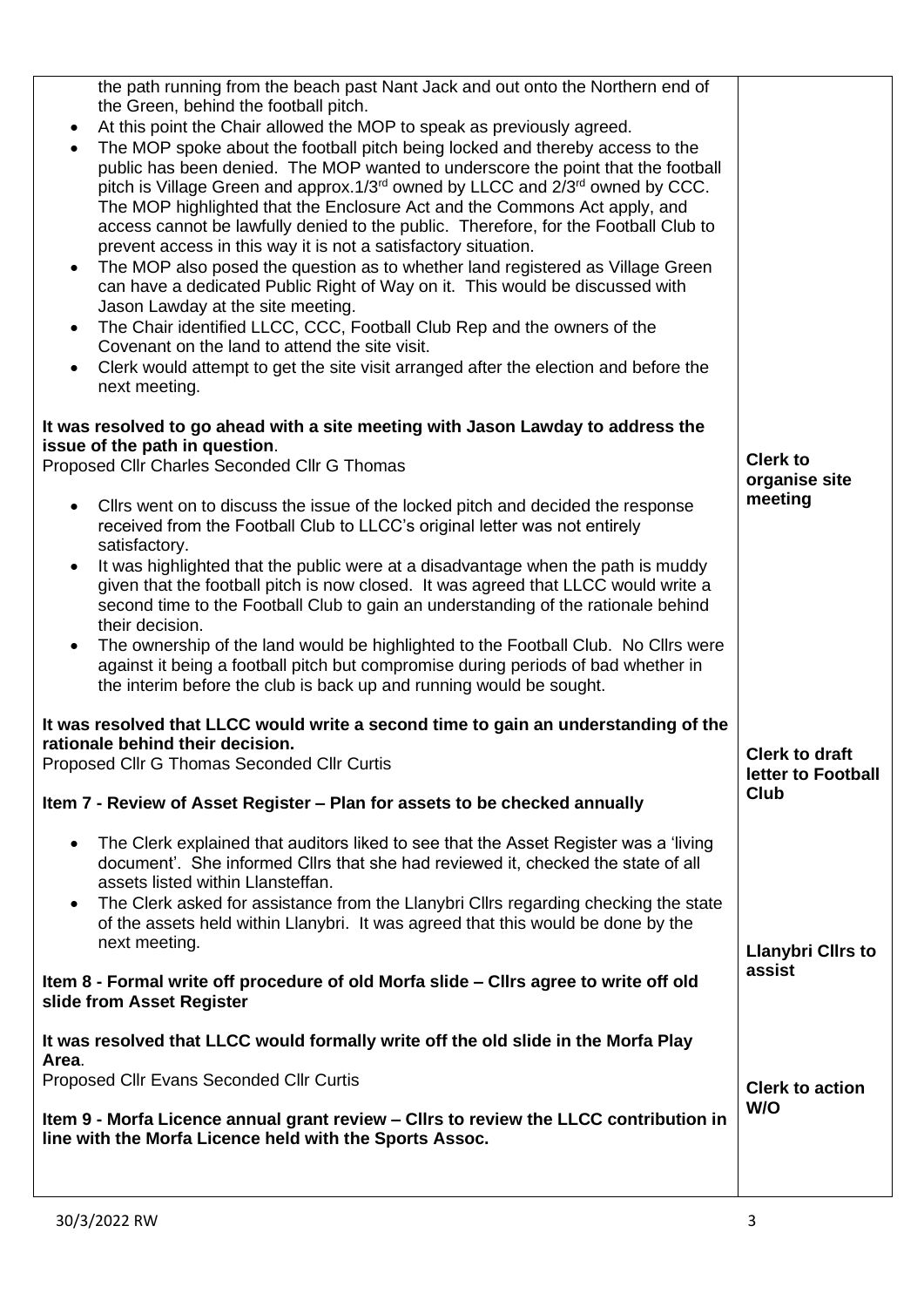| | |
|---|---|
| the path running from the beach past Nant Jack and out onto the Northern end of the Green, behind the football pitch.<br>• At this point the Chair allowed the MOP to speak as previously agreed.<br>• The MOP spoke about the football pitch being locked and thereby access to the public has been denied. The MOP wanted to underscore the point that the football pitch is Village Green and approx.1/3rd owned by LLCC and 2/3rd owned by CCC. The MOP highlighted that the Enclosure Act and the Commons Act apply, and access cannot be lawfully denied to the public. Therefore, for the Football Club to prevent access in this way it is not a satisfactory situation.<br>• The MOP also posed the question as to whether land registered as Village Green can have a dedicated Public Right of Way on it. This would be discussed with Jason Lawday at the site meeting.<br>• The Chair identified LLCC, CCC, Football Club Rep and the owners of the Covenant on the land to attend the site visit.<br>• Clerk would attempt to get the site visit arranged after the election and before the next meeting. | |
| **It was resolved to go ahead with a site meeting with Jason Lawday to address the issue of the path in question.**<br>Proposed Cllr Charles Seconded Cllr G Thomas | **Clerk to organise site meeting** |
| • Cllrs went on to discuss the issue of the locked pitch and decided the response received from the Football Club to LLCC's original letter was not entirely satisfactory.<br>• It was highlighted that the public were at a disadvantage when the path is muddy given that the football pitch is now closed. It was agreed that LLCC would write a second time to the Football Club to gain an understanding of the rationale behind their decision.<br>• The ownership of the land would be highlighted to the Football Club. No Cllrs were against it being a football pitch but compromise during periods of bad whether in the interim before the club is back up and running would be sought. | |
| **It was resolved that LLCC would write a second time to gain an understanding of the rationale behind their decision.**<br>Proposed Cllr G Thomas Seconded Cllr Curtis | **Clerk to draft letter to Football Club** |
| **Item 7 - Review of Asset Register – Plan for assets to be checked annually** | |
| • The Clerk explained that auditors liked to see that the Asset Register was a 'living document'. She informed Cllrs that she had reviewed it, checked the state of all assets listed within Llansteffan.<br>• The Clerk asked for assistance from the Llanybri Cllrs regarding checking the state of the assets held within Llanybri. It was agreed that this would be done by the next meeting. | **Llanybri Cllrs to assist** |
| **Item 8 - Formal write off procedure of old Morfa slide – Cllrs agree to write off old slide from Asset Register** | |
| **It was resolved that LLCC would formally write off the old slide in the Morfa Play Area.**<br>Proposed Cllr Evans Seconded Cllr Curtis | **Clerk to action W/O** |
| **Item 9 - Morfa Licence annual grant review – Cllrs to review the LLCC contribution in line with the Morfa Licence held with the Sports Assoc.** | |

30/3/2022 RW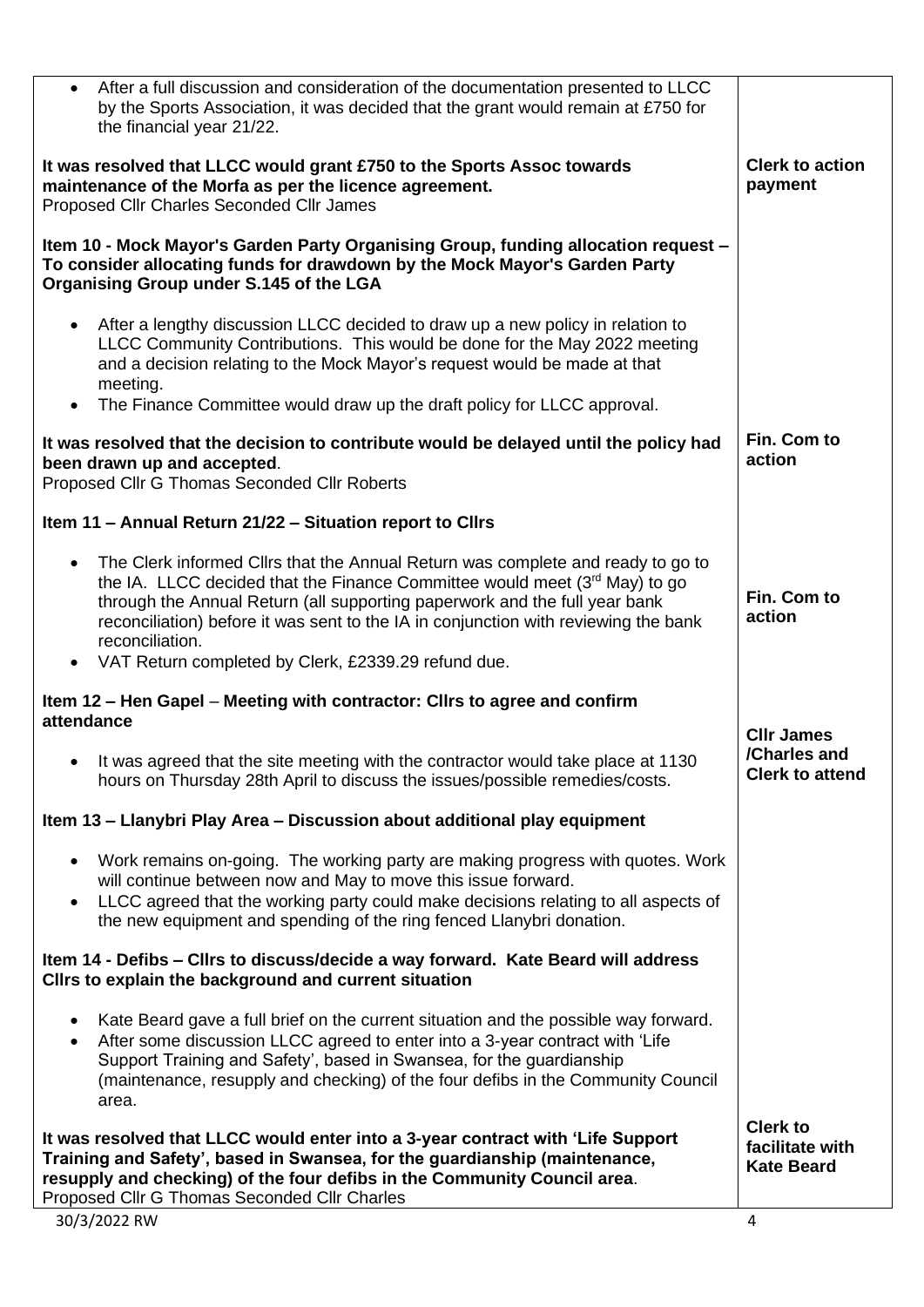| | |
|---|---|
| • After a full discussion and consideration of the documentation presented to LLCC by the Sports Association, it was decided that the grant would remain at £750 for the financial year 21/22. | |
| **It was resolved that LLCC would grant £750 to the Sports Assoc towards maintenance of the Morfa as per the licence agreement.**<br>Proposed Cllr Charles Seconded Cllr James | **Clerk to action payment** |
| **Item 10 - Mock Mayor's Garden Party Organising Group, funding allocation request – To consider allocating funds for drawdown by the Mock Mayor's Garden Party Organising Group under S.145 of the LGA** | |
| • After a lengthy discussion LLCC decided to draw up a new policy in relation to LLCC Community Contributions. This would be done for the May 2022 meeting and a decision relating to the Mock Mayor's request would be made at that meeting.<br>• The Finance Committee would draw up the draft policy for LLCC approval. | |
| **It was resolved that the decision to contribute would be delayed until the policy had been drawn up and accepted**.<br>Proposed Cllr G Thomas Seconded Cllr Roberts | **Fin. Com to action** |
| **Item 11 – Annual Return 21/22 – Situation report to Cllrs** | |
| • The Clerk informed Cllrs that the Annual Return was complete and ready to go to the IA. LLCC decided that the Finance Committee would meet (3rd May) to go through the Annual Return (all supporting paperwork and the full year bank reconciliation) before it was sent to the IA in conjunction with reviewing the bank reconciliation.<br>• VAT Return completed by Clerk, £2339.29 refund due. | **Fin. Com to action** |
| **Item 12 – Hen Gapel – Meeting with contractor: Cllrs to agree and confirm attendance** | |
| • It was agreed that the site meeting with the contractor would take place at 1130 hours on Thursday 28th April to discuss the issues/possible remedies/costs. | **Cllr James /Charles and Clerk to attend** |
| **Item 13 – Llanybri Play Area – Discussion about additional play equipment** | |
| • Work remains on-going. The working party are making progress with quotes. Work will continue between now and May to move this issue forward.<br>• LLCC agreed that the working party could make decisions relating to all aspects of the new equipment and spending of the ring fenced Llanybri donation. | |
| **Item 14 - Defibs – Cllrs to discuss/decide a way forward. Kate Beard will address Cllrs to explain the background and current situation** | |
| • Kate Beard gave a full brief on the current situation and the possible way forward.<br>• After some discussion LLCC agreed to enter into a 3-year contract with 'Life Support Training and Safety', based in Swansea, for the guardianship (maintenance, resupply and checking) of the four defibs in the Community Council area. | |
| **It was resolved that LLCC would enter into a 3-year contract with 'Life Support Training and Safety', based in Swansea, for the guardianship (maintenance, resupply and checking) of the four defibs in the Community Council area**.<br>Proposed Cllr G Thomas Seconded Cllr Charles | **Clerk to facilitate with Kate Beard** |

30/3/2022 RW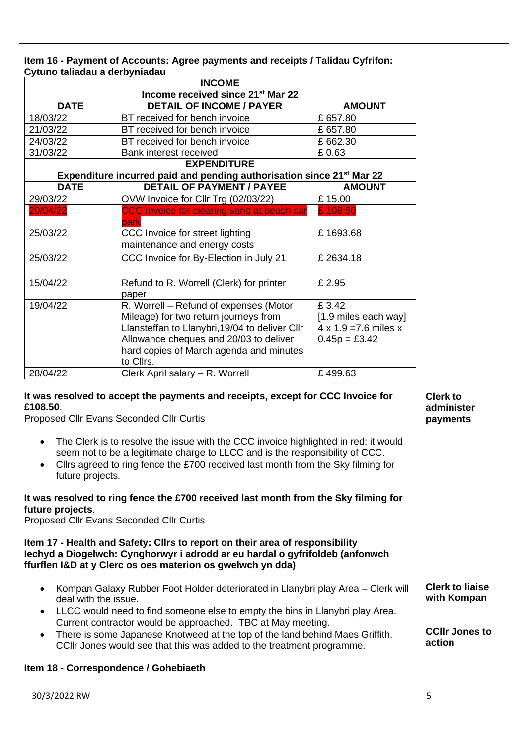**Item 16 - Payment of Accounts: Agree payments and receipts / Talidau Cyfrifon: Cytuno taliadau a derbyniadau**

| INCOME | | |
|---|---|---|
| Income received since 21st Mar 22 | | |
| **DATE** | **DETAIL OF INCOME / PAYER** | **AMOUNT** |
| 18/03/22 | BT received for bench invoice | £ 657.80 |
| 21/03/22 | BT received for bench invoice | £ 657.80 |
| 24/03/22 | BT received for bench invoice | £ 662.30 |
| 31/03/22 | Bank interest received | £ 0.63 |
| **EXPENDITURE** | | |
| **Expenditure incurred paid and pending authorisation since 21st Mar 22** | | |
| **DATE** | **DETAIL OF PAYMENT / PAYEE** | **AMOUNT** |
| 29/03/22 | OVW Invoice for Cllr Trg (02/03/22) | £ 15.00 |
| 20/04/22 | CCC Invoice for clearing sand at beach car park | £ 108 50 |
| 25/03/22 | CCC Invoice for street lighting maintenance and energy costs | £ 1693.68 |
| 25/03/22 | CCC Invoice for By-Election in July 21 | £ 2634.18 |
| 15/04/22 | Refund to R. Worrell (Clerk) for printer paper | £ 2.95 |
| 19/04/22 | R. Worrell – Refund of expenses (Motor Mileage) for two return journeys from Llansteffan to Llanybri,19/04 to deliver Cllr Allowance cheques and 20/03 to deliver hard copies of March agenda and minutes to Cllrs. | £ 3.42 [1.9 miles each way] 4 x 1.9 =7.6 miles x 0.45p = £3.42 |
| 28/04/22 | Clerk April salary – R. Worrell | £ 499.63 |

**It was resolved to accept the payments and receipts, except for CCC Invoice for £108.50**.
Proposed Cllr Evans Seconded Cllr Curtis

**Clerk to administer payments**

- The Clerk is to resolve the issue with the CCC invoice highlighted in red; it would seem not to be a legitimate charge to LLCC and is the responsibility of CCC.
- Cllrs agreed to ring fence the £700 received last month from the Sky filming for future projects.

**It was resolved to ring fence the £700 received last month from the Sky filming for future projects**.
Proposed Cllr Evans Seconded Cllr Curtis

**Item 17 - Health and Safety: Cllrs to report on their area of responsibility Iechyd a Diogelwch: Cynghorwyr i adrodd ar eu hardal o gyfrifoldeb (anfonwch ffurflen I&D at y Clerc os oes materion os gwelwch yn dda)**

- Kompan Galaxy Rubber Foot Holder deteriorated in Llanybri play Area – Clerk will deal with the issue. **Clerk to liaise with Kompan**
- LLCC would need to find someone else to empty the bins in Llanybri play Area. Current contractor would be approached. TBC at May meeting.
- There is some Japanese Knotweed at the top of the land behind Maes Griffith. CCllr Jones would see that this was added to the treatment programme. **CCllr Jones to action**

**Item 18 - Correspondence / Gohebiaeth**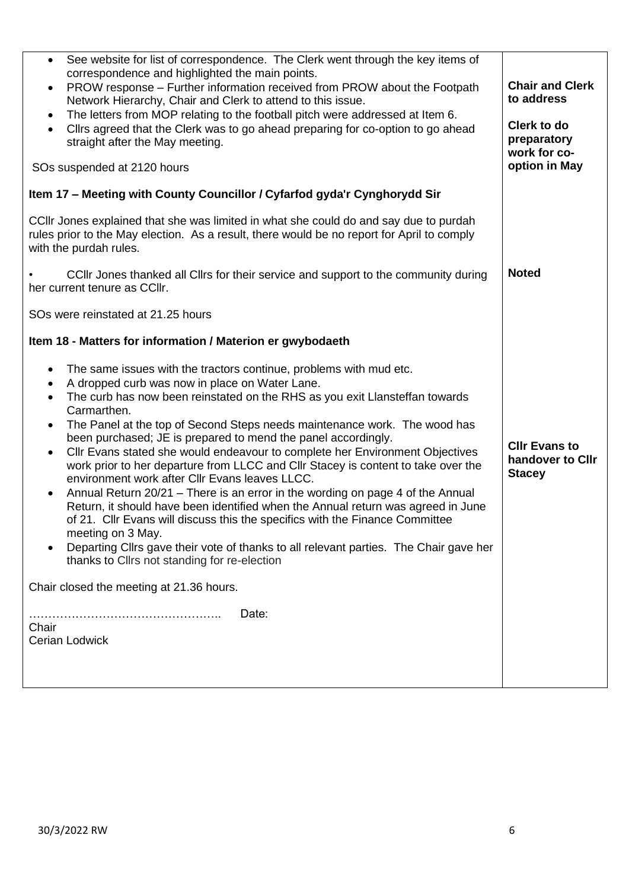| | |
|---|---|
| • See website for list of correspondence. The Clerk went through the key items of correspondence and highlighted the main points.<br>• PROW response – Further information received from PROW about the Footpath Network Hierarchy, Chair and Clerk to attend to this issue.<br>• The letters from MOP relating to the football pitch were addressed at Item 6.<br>• Cllrs agreed that the Clerk was to go ahead preparing for co-option to go ahead straight after the May meeting.<br><br>SOs suspended at 2120 hours | **Chair and Clerk to address**<br><br>**Clerk to do preparatory work for co-option in May** |
| **Item 17 – Meeting with County Councillor / Cyfarfod gyda'r Cynghorydd Sir**<br><br>CCllr Jones explained that she was limited in what she could do and say due to purdah rules prior to the May election. As a result, there would be no report for April to comply with the purdah rules.<br><br>• CCllr Jones thanked all Cllrs for their service and support to the community during her current tenure as CCllr.<br><br>SOs were reinstated at 21.25 hours | <br><br><br><br><br>**Noted** |
| **Item 18 - Matters for information / Materion er gwybodaeth**<br><br>• The same issues with the tractors continue, problems with mud etc.<br>• A dropped curb was now in place on Water Lane.<br>• The curb has now been reinstated on the RHS as you exit Llansteffan towards Carmarthen.<br>• The Panel at the top of Second Steps needs maintenance work. The wood has been purchased; JE is prepared to mend the panel accordingly.<br>• Cllr Evans stated she would endeavour to complete her Environment Objectives work prior to her departure from LLCC and Cllr Stacey is content to take over the environment work after Cllr Evans leaves LLCC.<br>• Annual Return 20/21 – There is an error in the wording on page 4 of the Annual Return, it should have been identified when the Annual return was agreed in June of 21. Cllr Evans will discuss this the specifics with the Finance Committee meeting on 3 May.<br>• Departing Cllrs gave their vote of thanks to all relevant parties. The Chair gave her thanks to Cllrs not standing for re-election<br><br>Chair closed the meeting at 21.36 hours.<br><br>………………………………………….. Date:<br>Chair<br>Cerian Lodwick | <br><br><br><br><br><br><br>**Cllr Evans to handover to Cllr Stacey** |

30/3/2022 RW